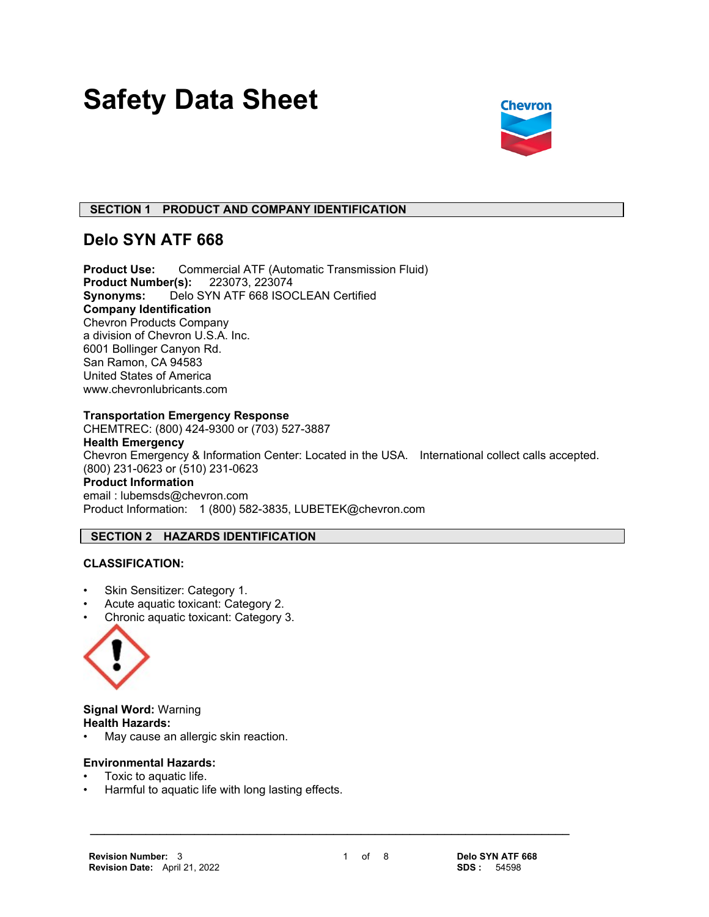# Safety Data Sheet

## SECTION 1 PRODUCT AND COMPANY IDENTIFICATION

## Delo SYN ATF 668

**Product Use:** Commercial ATF (Automatic Transmission Fluid)
**Product Number(s):** 223073, 223074
**Synonyms:** Delo SYN ATF 668 ISOCLEAN Certified
**Company Identification**
Chevron Products Company
a division of Chevron U.S.A. Inc.
6001 Bollinger Canyon Rd.
San Ramon, CA 94583
United States of America
www.chevronlubricants.com

**Transportation Emergency Response**
CHEMTREC: (800) 424-9300 or (703) 527-3887
**Health Emergency**
Chevron Emergency & Information Center: Located in the USA. International collect calls accepted.
(800) 231-0623 or (510) 231-0623
**Product Information**
email : lubemsds@chevron.com
Product Information: 1 (800) 582-3835, LUBETEK@chevron.com

## SECTION 2 HAZARDS IDENTIFICATION

**CLASSIFICATION:**

- Skin Sensitizer: Category 1.
- Acute aquatic toxicant: Category 2.
- Chronic aquatic toxicant: Category 3.

**Signal Word:** Warning
**Health Hazards:**
- May cause an allergic skin reaction.

**Environmental Hazards:**
- Toxic to aquatic life.
- Harmful to aquatic life with long lasting effects.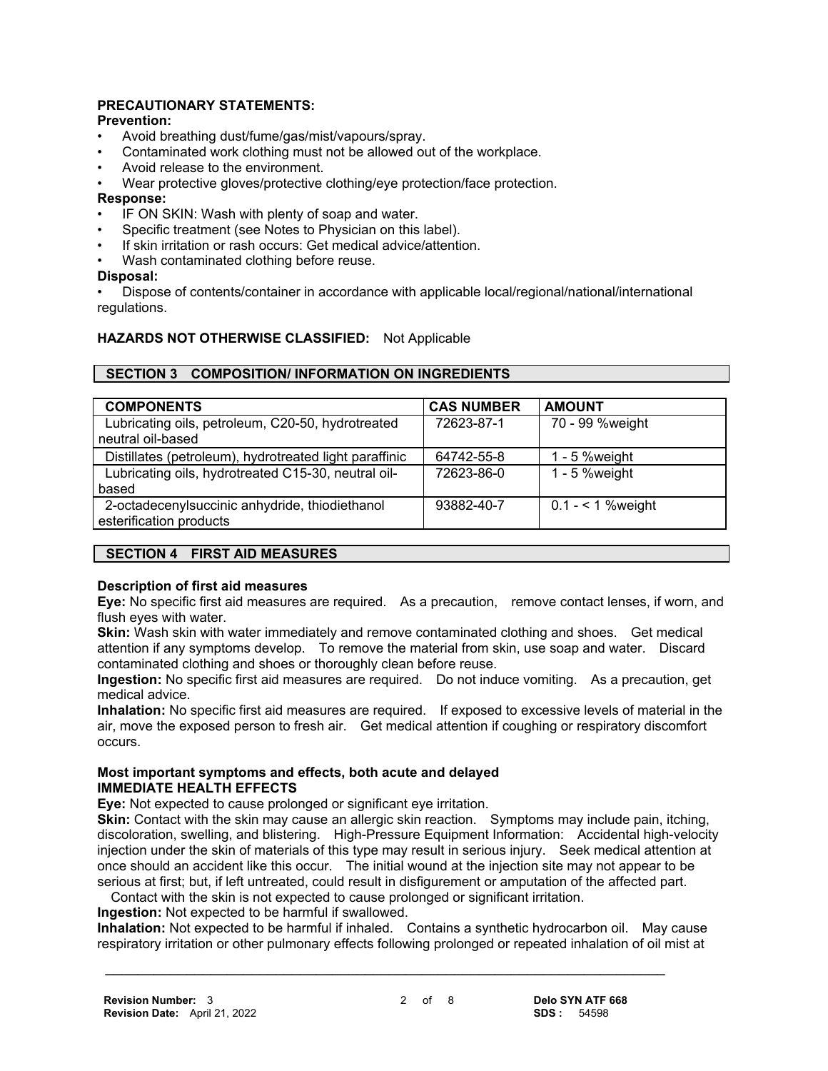**PRECAUTIONARY STATEMENTS:**

**Prevention:**

- Avoid breathing dust/fume/gas/mist/vapours/spray.
- Contaminated work clothing must not be allowed out of the workplace.
- Avoid release to the environment.
- Wear protective gloves/protective clothing/eye protection/face protection.

**Response:**

- IF ON SKIN: Wash with plenty of soap and water.
- Specific treatment (see Notes to Physician on this label).
- If skin irritation or rash occurs: Get medical advice/attention.
- Wash contaminated clothing before reuse.

**Disposal:**

- Dispose of contents/container in accordance with applicable local/regional/national/international regulations.

**HAZARDS NOT OTHERWISE CLASSIFIED:** Not Applicable

## SECTION 3 COMPOSITION/ INFORMATION ON INGREDIENTS

| COMPONENTS | CAS NUMBER | AMOUNT |
|---|---|---|
| Lubricating oils, petroleum, C20-50, hydrotreated neutral oil-based | 72623-87-1 | 70 - 99 %weight |
| Distillates (petroleum), hydrotreated light paraffinic | 64742-55-8 | 1 - 5 %weight |
| Lubricating oils, hydrotreated C15-30, neutral oil-based | 72623-86-0 | 1 - 5 %weight |
| 2-octadecenylsuccinic anhydride, thiodiethanol esterification products | 93882-40-7 | 0.1 - < 1 %weight |

## SECTION 4 FIRST AID MEASURES

**Description of first aid measures**

**Eye:** No specific first aid measures are required. As a precaution, remove contact lenses, if worn, and flush eyes with water.

**Skin:** Wash skin with water immediately and remove contaminated clothing and shoes. Get medical attention if any symptoms develop. To remove the material from skin, use soap and water. Discard contaminated clothing and shoes or thoroughly clean before reuse.

**Ingestion:** No specific first aid measures are required. Do not induce vomiting. As a precaution, get medical advice.

**Inhalation:** No specific first aid measures are required. If exposed to excessive levels of material in the air, move the exposed person to fresh air. Get medical attention if coughing or respiratory discomfort occurs.

**Most important symptoms and effects, both acute and delayed**

**IMMEDIATE HEALTH EFFECTS**

**Eye:** Not expected to cause prolonged or significant eye irritation.

**Skin:** Contact with the skin may cause an allergic skin reaction. Symptoms may include pain, itching, discoloration, swelling, and blistering. High-Pressure Equipment Information: Accidental high-velocity injection under the skin of materials of this type may result in serious injury. Seek medical attention at once should an accident like this occur. The initial wound at the injection site may not appear to be serious at first; but, if left untreated, could result in disfigurement or amputation of the affected part. Contact with the skin is not expected to cause prolonged or significant irritation.

**Ingestion:** Not expected to be harmful if swallowed.

**Inhalation:** Not expected to be harmful if inhaled. Contains a synthetic hydrocarbon oil. May cause respiratory irritation or other pulmonary effects following prolonged or repeated inhalation of oil mist at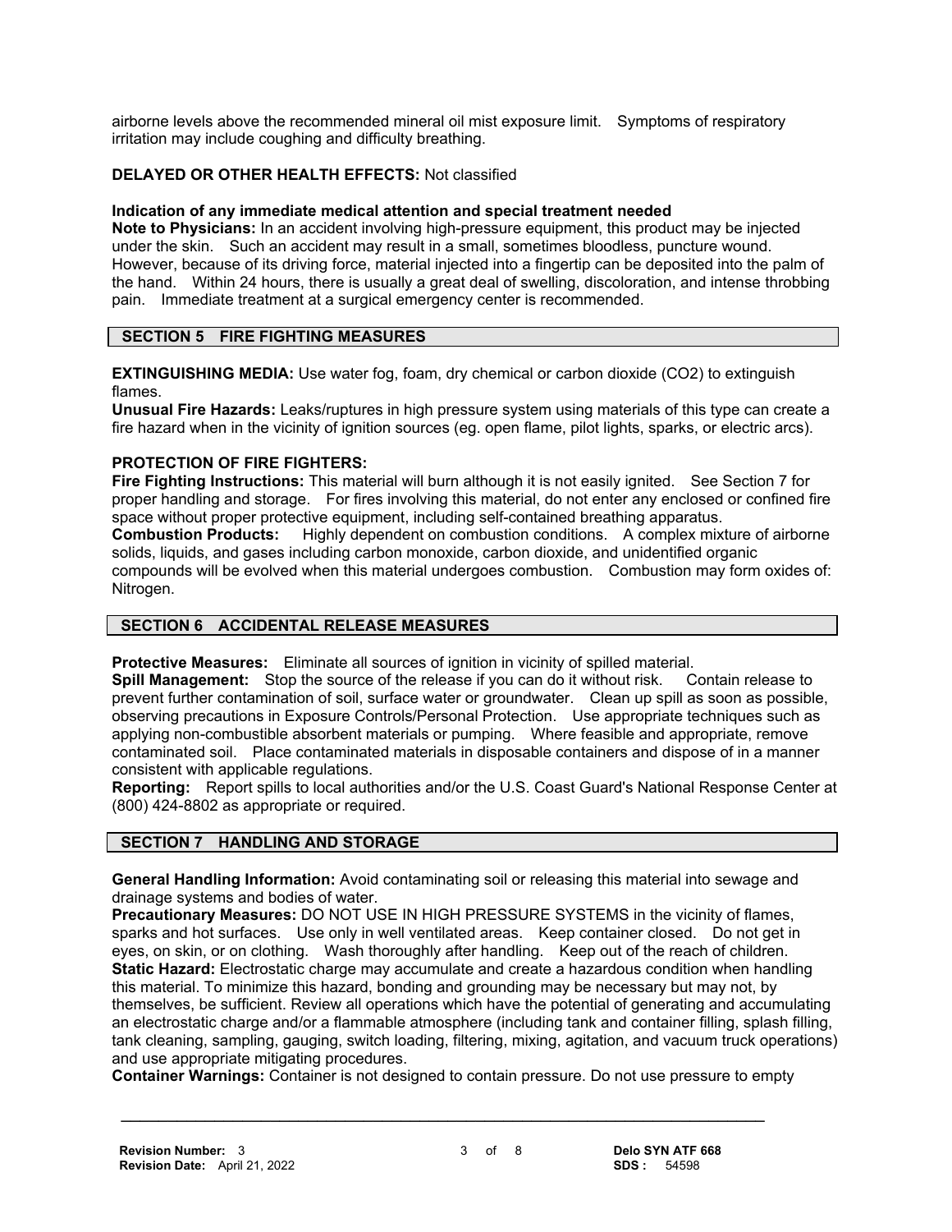airborne levels above the recommended mineral oil mist exposure limit. Symptoms of respiratory irritation may include coughing and difficulty breathing.

**DELAYED OR OTHER HEALTH EFFECTS:** Not classified

**Indication of any immediate medical attention and special treatment needed**

**Note to Physicians:** In an accident involving high-pressure equipment, this product may be injected under the skin. Such an accident may result in a small, sometimes bloodless, puncture wound. However, because of its driving force, material injected into a fingertip can be deposited into the palm of the hand. Within 24 hours, there is usually a great deal of swelling, discoloration, and intense throbbing pain. Immediate treatment at a surgical emergency center is recommended.

## SECTION 5 FIRE FIGHTING MEASURES

**EXTINGUISHING MEDIA:** Use water fog, foam, dry chemical or carbon dioxide ($CO_2$) to extinguish flames.

**Unusual Fire Hazards:** Leaks/ruptures in high pressure system using materials of this type can create a fire hazard when in the vicinity of ignition sources (eg. open flame, pilot lights, sparks, or electric arcs).

**PROTECTION OF FIRE FIGHTERS:**

**Fire Fighting Instructions:** This material will burn although it is not easily ignited. See Section 7 for proper handling and storage. For fires involving this material, do not enter any enclosed or confined fire space without proper protective equipment, including self-contained breathing apparatus.

**Combustion Products:** Highly dependent on combustion conditions. A complex mixture of airborne solids, liquids, and gases including carbon monoxide, carbon dioxide, and unidentified organic compounds will be evolved when this material undergoes combustion. Combustion may form oxides of: Nitrogen.

## SECTION 6 ACCIDENTAL RELEASE MEASURES

**Protective Measures:** Eliminate all sources of ignition in vicinity of spilled material.

**Spill Management:** Stop the source of the release if you can do it without risk. Contain release to prevent further contamination of soil, surface water or groundwater. Clean up spill as soon as possible, observing precautions in Exposure Controls/Personal Protection. Use appropriate techniques such as applying non-combustible absorbent materials or pumping. Where feasible and appropriate, remove contaminated soil. Place contaminated materials in disposable containers and dispose of in a manner consistent with applicable regulations.

**Reporting:** Report spills to local authorities and/or the U.S. Coast Guard's National Response Center at (800) 424-8802 as appropriate or required.

## SECTION 7 HANDLING AND STORAGE

**General Handling Information:** Avoid contaminating soil or releasing this material into sewage and drainage systems and bodies of water.

**Precautionary Measures:** DO NOT USE IN HIGH PRESSURE SYSTEMS in the vicinity of flames, sparks and hot surfaces. Use only in well ventilated areas. Keep container closed. Do not get in eyes, on skin, or on clothing. Wash thoroughly after handling. Keep out of the reach of children.

**Static Hazard:** Electrostatic charge may accumulate and create a hazardous condition when handling this material. To minimize this hazard, bonding and grounding may be necessary but may not, by themselves, be sufficient. Review all operations which have the potential of generating and accumulating an electrostatic charge and/or a flammable atmosphere (including tank and container filling, splash filling, tank cleaning, sampling, gauging, switch loading, filtering, mixing, agitation, and vacuum truck operations) and use appropriate mitigating procedures.

**Container Warnings:** Container is not designed to contain pressure. Do not use pressure to empty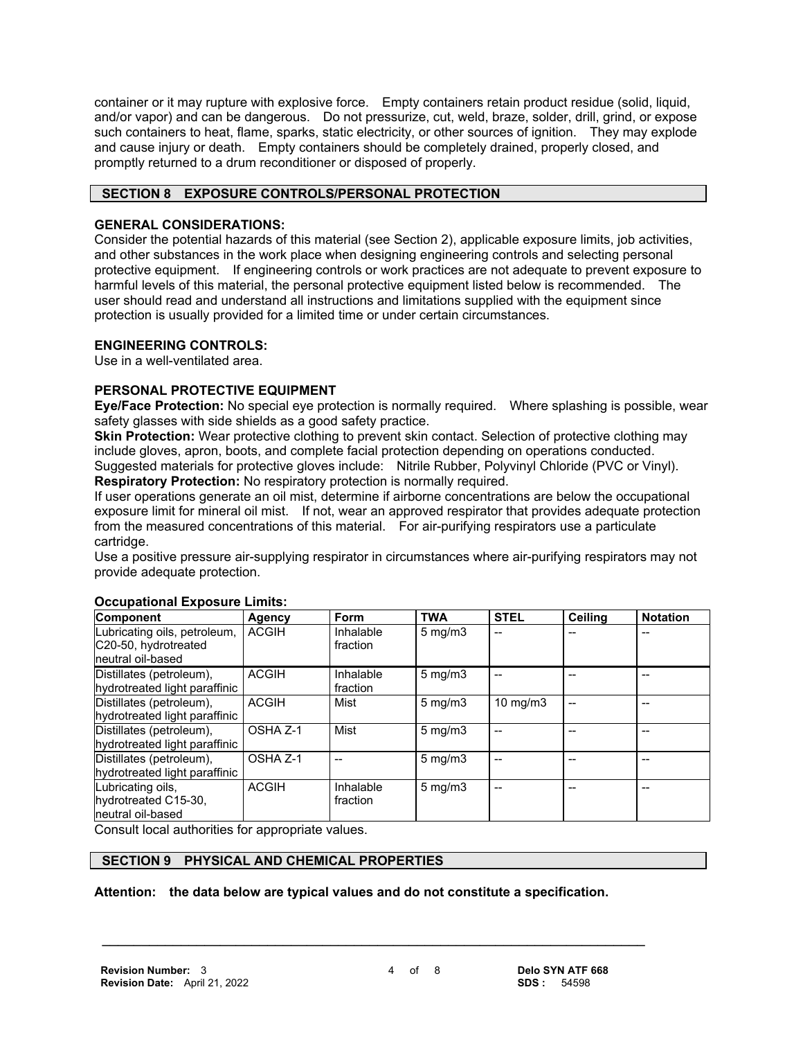container or it may rupture with explosive force. Empty containers retain product residue (solid, liquid, and/or vapor) and can be dangerous. Do not pressurize, cut, weld, braze, solder, drill, grind, or expose such containers to heat, flame, sparks, static electricity, or other sources of ignition. They may explode and cause injury or death. Empty containers should be completely drained, properly closed, and promptly returned to a drum reconditioner or disposed of properly.

## SECTION 8 EXPOSURE CONTROLS/PERSONAL PROTECTION

### GENERAL CONSIDERATIONS:

Consider the potential hazards of this material (see Section 2), applicable exposure limits, job activities, and other substances in the work place when designing engineering controls and selecting personal protective equipment. If engineering controls or work practices are not adequate to prevent exposure to harmful levels of this material, the personal protective equipment listed below is recommended. The user should read and understand all instructions and limitations supplied with the equipment since protection is usually provided for a limited time or under certain circumstances.

### ENGINEERING CONTROLS:

Use in a well-ventilated area.

### PERSONAL PROTECTIVE EQUIPMENT

**Eye/Face Protection:** No special eye protection is normally required. Where splashing is possible, wear safety glasses with side shields as a good safety practice.

**Skin Protection:** Wear protective clothing to prevent skin contact. Selection of protective clothing may include gloves, apron, boots, and complete facial protection depending on operations conducted. Suggested materials for protective gloves include: Nitrile Rubber, Polyvinyl Chloride (PVC or Vinyl).

**Respiratory Protection:** No respiratory protection is normally required.

If user operations generate an oil mist, determine if airborne concentrations are below the occupational exposure limit for mineral oil mist. If not, wear an approved respirator that provides adequate protection from the measured concentrations of this material. For air-purifying respirators use a particulate cartridge.

Use a positive pressure air-supplying respirator in circumstances where air-purifying respirators may not provide adequate protection.

**Occupational Exposure Limits:**

| Component | Agency | Form | TWA | STEL | Ceiling | Notation |
|---|---|---|---|---|---|---|
| Lubricating oils, petroleum, C20-50, hydrotreated neutral oil-based | ACGIH | Inhalable fraction | 5 mg/m3 | -- | -- | -- |
| Distillates (petroleum), hydrotreated light paraffinic | ACGIH | Inhalable fraction | 5 mg/m3 | -- | -- | -- |
| Distillates (petroleum), hydrotreated light paraffinic | ACGIH | Mist | 5 mg/m3 | 10 mg/m3 | -- | -- |
| Distillates (petroleum), hydrotreated light paraffinic | OSHA Z-1 | Mist | 5 mg/m3 | -- | -- | -- |
| Distillates (petroleum), hydrotreated light paraffinic | OSHA Z-1 | -- | 5 mg/m3 | -- | -- | -- |
| Lubricating oils, hydrotreated C15-30, neutral oil-based | ACGIH | Inhalable fraction | 5 mg/m3 | -- | -- | -- |

Consult local authorities for appropriate values.

## SECTION 9 PHYSICAL AND CHEMICAL PROPERTIES

**Attention: the data below are typical values and do not constitute a specification.**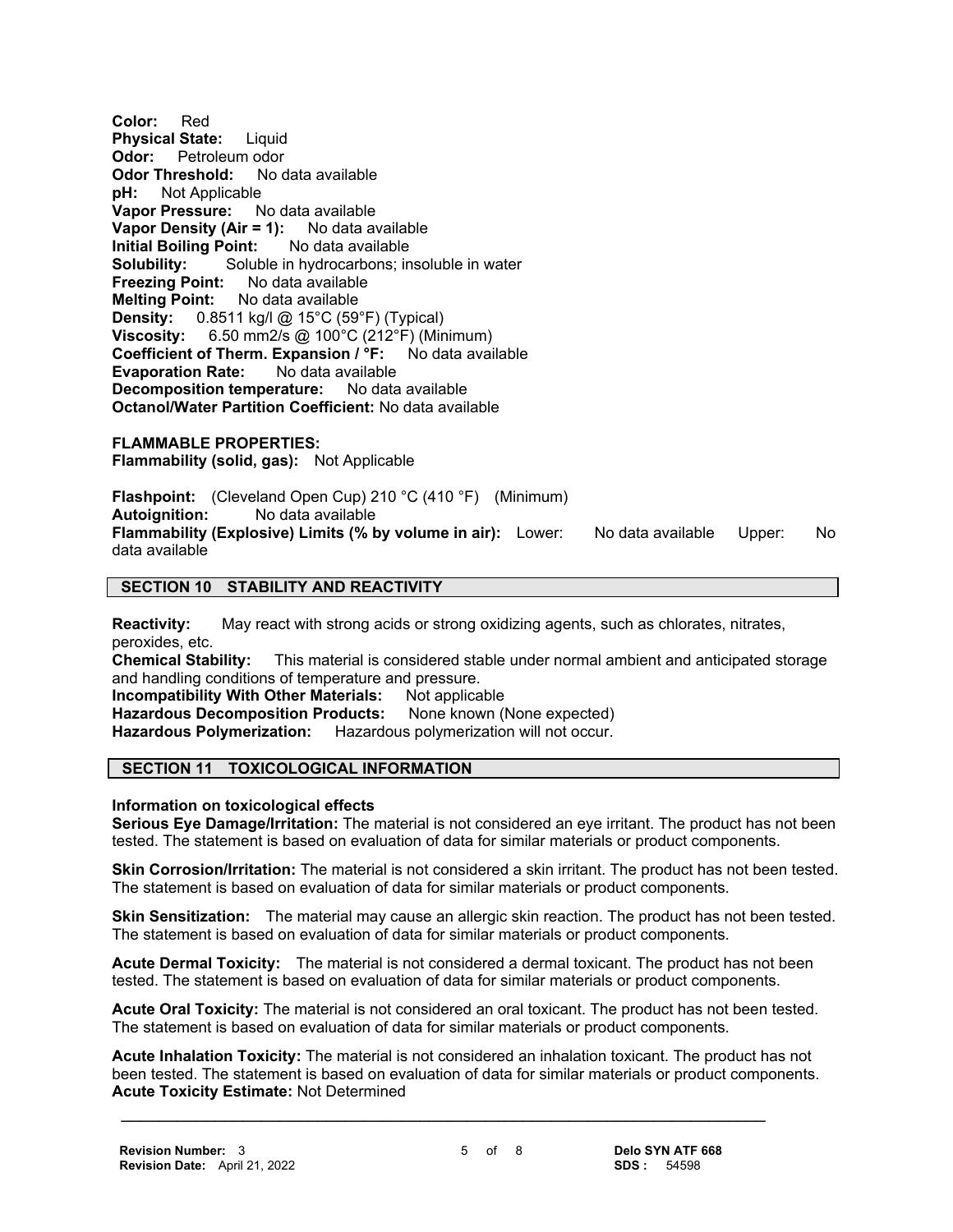**Color:** Red
**Physical State:** Liquid
**Odor:** Petroleum odor
**Odor Threshold:** No data available
**pH:** Not Applicable
**Vapor Pressure:** No data available
**Vapor Density (Air = 1):** No data available
**Initial Boiling Point:** No data available
**Solubility:** Soluble in hydrocarbons; insoluble in water
**Freezing Point:** No data available
**Melting Point:** No data available
**Density:** 0.8511 kg/l @ 15°C (59°F) (Typical)
**Viscosity:** 6.50 mm2/s @ 100°C (212°F) (Minimum)
**Coefficient of Therm. Expansion / °F:** No data available
**Evaporation Rate:** No data available
**Decomposition temperature:** No data available
**Octanol/Water Partition Coefficient:** No data available

**FLAMMABLE PROPERTIES:**
**Flammability (solid, gas):** Not Applicable

**Flashpoint:** (Cleveland Open Cup) 210 °C (410 °F) (Minimum)
**Autoignition:** No data available
**Flammability (Explosive) Limits (% by volume in air):** Lower: No data available Upper: No data available

## SECTION 10 STABILITY AND REACTIVITY

**Reactivity:** May react with strong acids or strong oxidizing agents, such as chlorates, nitrates, peroxides, etc.
**Chemical Stability:** This material is considered stable under normal ambient and anticipated storage and handling conditions of temperature and pressure.
**Incompatibility With Other Materials:** Not applicable
**Hazardous Decomposition Products:** None known (None expected)
**Hazardous Polymerization:** Hazardous polymerization will not occur.

## SECTION 11 TOXICOLOGICAL INFORMATION

**Information on toxicological effects**
**Serious Eye Damage/Irritation:** The material is not considered an eye irritant. The product has not been tested. The statement is based on evaluation of data for similar materials or product components.

**Skin Corrosion/Irritation:** The material is not considered a skin irritant. The product has not been tested. The statement is based on evaluation of data for similar materials or product components.

**Skin Sensitization:** The material may cause an allergic skin reaction. The product has not been tested. The statement is based on evaluation of data for similar materials or product components.

**Acute Dermal Toxicity:** The material is not considered a dermal toxicant. The product has not been tested. The statement is based on evaluation of data for similar materials or product components.

**Acute Oral Toxicity:** The material is not considered an oral toxicant. The product has not been tested. The statement is based on evaluation of data for similar materials or product components.

**Acute Inhalation Toxicity:** The material is not considered an inhalation toxicant. The product has not been tested. The statement is based on evaluation of data for similar materials or product components.
**Acute Toxicity Estimate:** Not Determined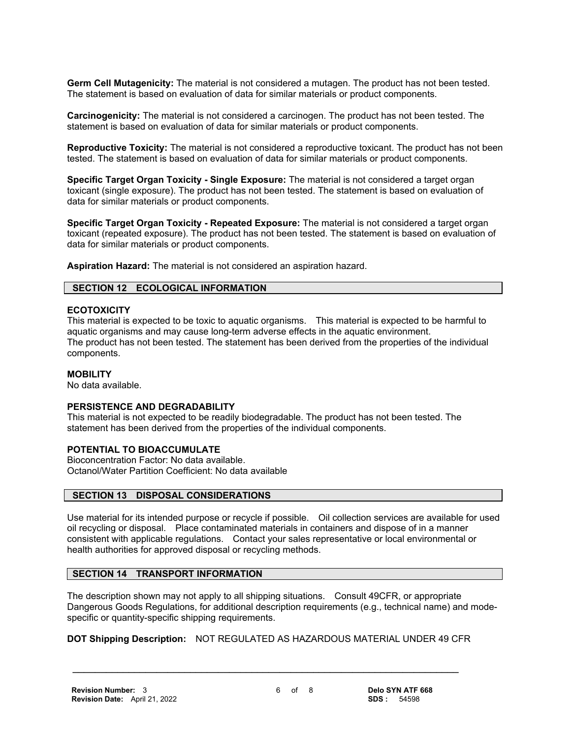**Germ Cell Mutagenicity:** The material is not considered a mutagen. The product has not been tested. The statement is based on evaluation of data for similar materials or product components.

**Carcinogenicity:** The material is not considered a carcinogen. The product has not been tested. The statement is based on evaluation of data for similar materials or product components.

**Reproductive Toxicity:** The material is not considered a reproductive toxicant. The product has not been tested. The statement is based on evaluation of data for similar materials or product components.

**Specific Target Organ Toxicity - Single Exposure:** The material is not considered a target organ toxicant (single exposure). The product has not been tested. The statement is based on evaluation of data for similar materials or product components.

**Specific Target Organ Toxicity - Repeated Exposure:** The material is not considered a target organ toxicant (repeated exposure). The product has not been tested. The statement is based on evaluation of data for similar materials or product components.

**Aspiration Hazard:** The material is not considered an aspiration hazard.

## SECTION 12 ECOLOGICAL INFORMATION

### ECOTOXICITY

This material is expected to be toxic to aquatic organisms. This material is expected to be harmful to aquatic organisms and may cause long-term adverse effects in the aquatic environment.
The product has not been tested. The statement has been derived from the properties of the individual components.

### MOBILITY

No data available.

### PERSISTENCE AND DEGRADABILITY

This material is not expected to be readily biodegradable. The product has not been tested. The statement has been derived from the properties of the individual components.

### POTENTIAL TO BIOACCUMULATE

Bioconcentration Factor: No data available.
Octanol/Water Partition Coefficient: No data available

## SECTION 13 DISPOSAL CONSIDERATIONS

Use material for its intended purpose or recycle if possible. Oil collection services are available for used oil recycling or disposal. Place contaminated materials in containers and dispose of in a manner consistent with applicable regulations. Contact your sales representative or local environmental or health authorities for approved disposal or recycling methods.

## SECTION 14 TRANSPORT INFORMATION

The description shown may not apply to all shipping situations. Consult 49CFR, or appropriate Dangerous Goods Regulations, for additional description requirements (e.g., technical name) and mode-specific or quantity-specific shipping requirements.

**DOT Shipping Description:** NOT REGULATED AS HAZARDOUS MATERIAL UNDER 49 CFR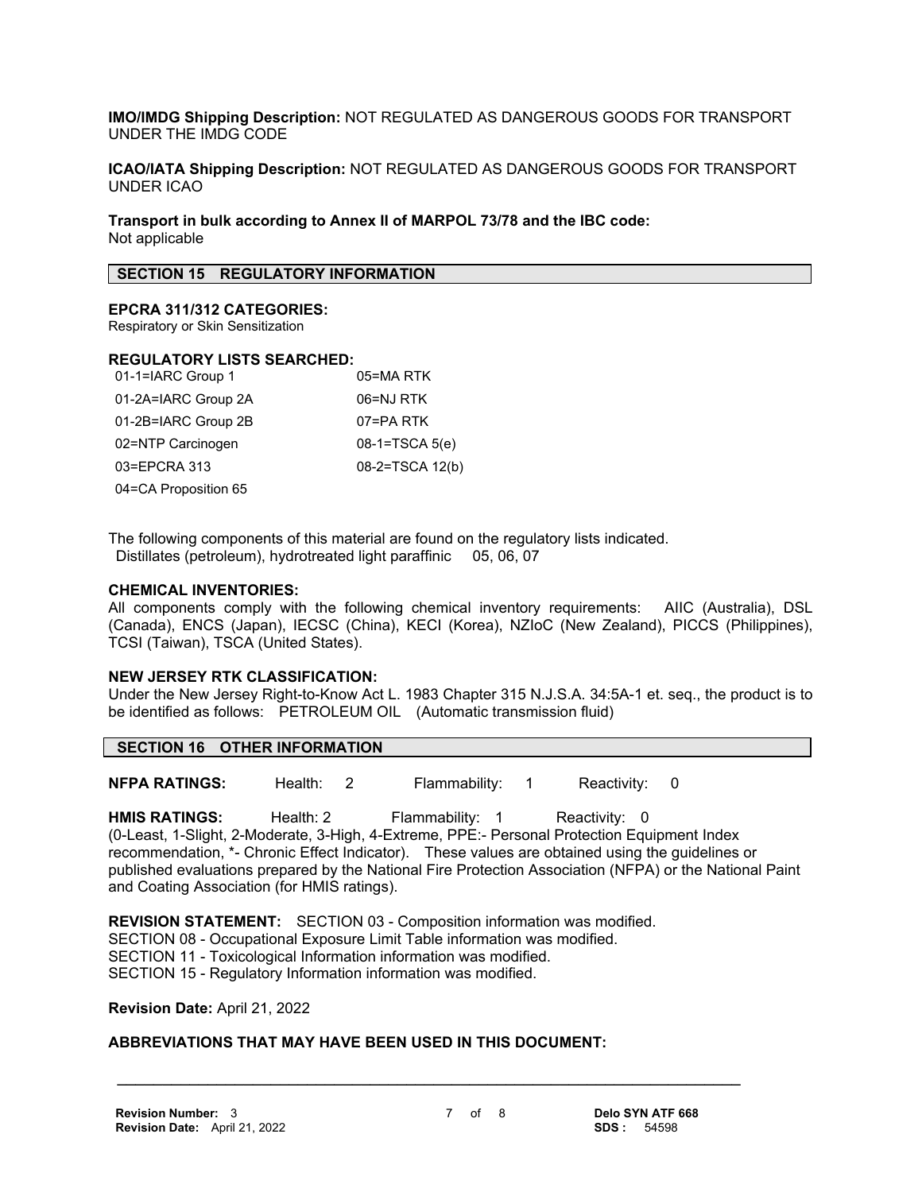**IMO/IMDG Shipping Description:** NOT REGULATED AS DANGEROUS GOODS FOR TRANSPORT UNDER THE IMDG CODE

**ICAO/IATA Shipping Description:** NOT REGULATED AS DANGEROUS GOODS FOR TRANSPORT UNDER ICAO

**Transport in bulk according to Annex II of MARPOL 73/78 and the IBC code:**
Not applicable

## SECTION 15 REGULATORY INFORMATION

**EPCRA 311/312 CATEGORIES:**
Respiratory or Skin Sensitization

**REGULATORY LISTS SEARCHED:**

| | |
|---|---|
| 01-1=IARC Group 1 | 05=MA RTK |
| 01-2A=IARC Group 2A | 06=NJ RTK |
| 01-2B=IARC Group 2B | 07=PA RTK |
| 02=NTP Carcinogen | 08-1=TSCA 5(e) |
| 03=EPCRA 313 | 08-2=TSCA 12(b) |
| 04=CA Proposition 65 | |

The following components of this material are found on the regulatory lists indicated.
Distillates (petroleum), hydrotreated light paraffinic 05, 06, 07

**CHEMICAL INVENTORIES:**
All components comply with the following chemical inventory requirements: AIIC (Australia), DSL (Canada), ENCS (Japan), IECSC (China), KECI (Korea), NZIoC (New Zealand), PICCS (Philippines), TCSI (Taiwan), TSCA (United States).

**NEW JERSEY RTK CLASSIFICATION:**
Under the New Jersey Right-to-Know Act L. 1983 Chapter 315 N.J.S.A. 34:5A-1 et. seq., the product is to be identified as follows: PETROLEUM OIL (Automatic transmission fluid)

## SECTION 16 OTHER INFORMATION

**NFPA RATINGS:** Health: 2 Flammability: 1 Reactivity: 0

**HMIS RATINGS:** Health: 2 Flammability: 1 Reactivity: 0
(0-Least, 1-Slight, 2-Moderate, 3-High, 4-Extreme, PPE:- Personal Protection Equipment Index recommendation, *- Chronic Effect Indicator). These values are obtained using the guidelines or published evaluations prepared by the National Fire Protection Association (NFPA) or the National Paint and Coating Association (for HMIS ratings).

**REVISION STATEMENT:** SECTION 03 - Composition information was modified.
SECTION 08 - Occupational Exposure Limit Table information was modified.
SECTION 11 - Toxicological Information information was modified.
SECTION 15 - Regulatory Information information was modified.

**Revision Date:** April 21, 2022

**ABBREVIATIONS THAT MAY HAVE BEEN USED IN THIS DOCUMENT:**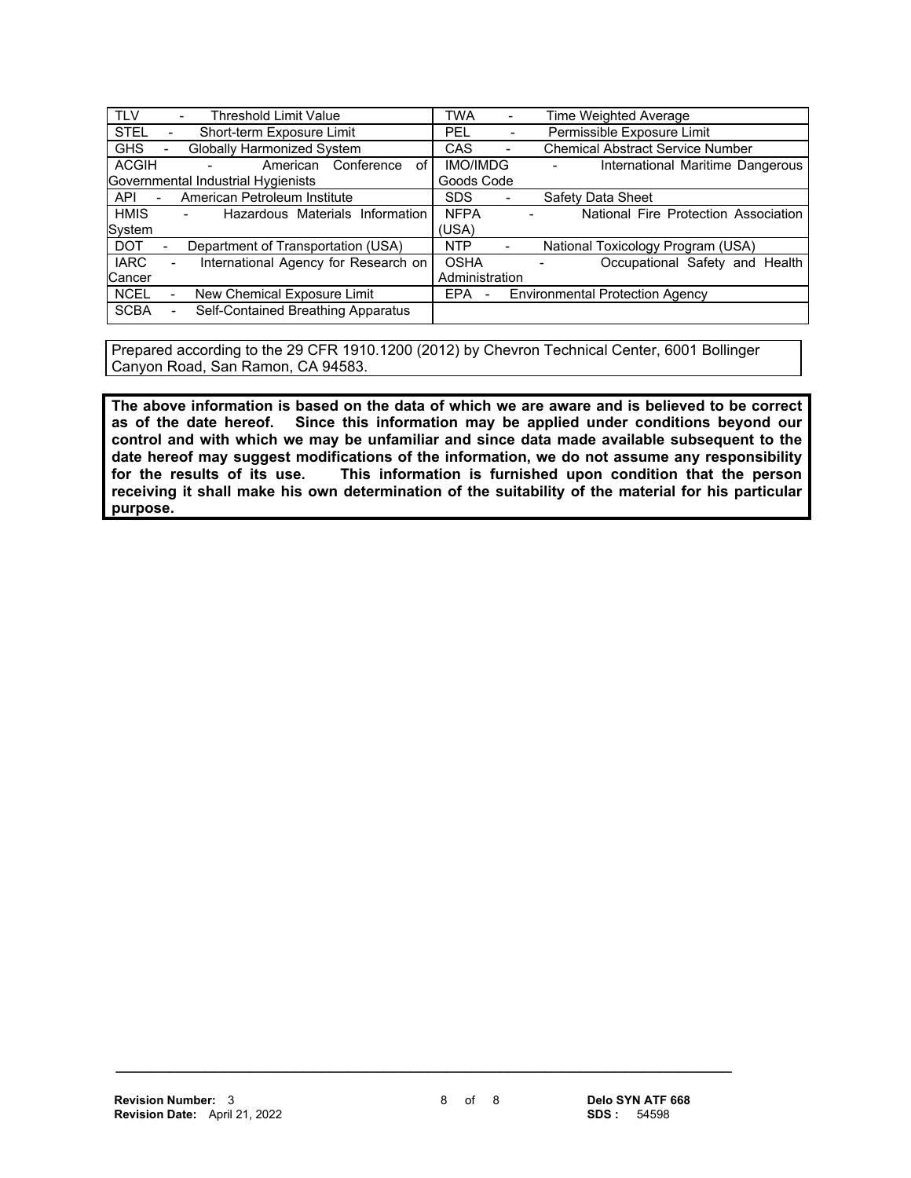| | |
|---|---|
| TLV - Threshold Limit Value | TWA - Time Weighted Average |
| STEL - Short-term Exposure Limit | PEL - Permissible Exposure Limit |
| GHS - Globally Harmonized System | CAS - Chemical Abstract Service Number |
| ACGIH - American Conference of Governmental Industrial Hygienists | IMO/IMDG - International Maritime Dangerous Goods Code |
| API - American Petroleum Institute | SDS - Safety Data Sheet |
| HMIS - Hazardous Materials Information System | NFPA - National Fire Protection Association (USA) |
| DOT - Department of Transportation (USA) | NTP - National Toxicology Program (USA) |
| IARC - International Agency for Research on Cancer | OSHA - Occupational Safety and Health Administration |
| NCEL - New Chemical Exposure Limit | EPA - Environmental Protection Agency |
| SCBA - Self-Contained Breathing Apparatus | |

Prepared according to the 29 CFR 1910.1200 (2012) by Chevron Technical Center, 6001 Bollinger Canyon Road, San Ramon, CA 94583.

**The above information is based on the data of which we are aware and is believed to be correct as of the date hereof. Since this information may be applied under conditions beyond our control and with which we may be unfamiliar and since data made available subsequent to the date hereof may suggest modifications of the information, we do not assume any responsibility for the results of its use. This information is furnished upon condition that the person receiving it shall make his own determination of the suitability of the material for his particular purpose.**